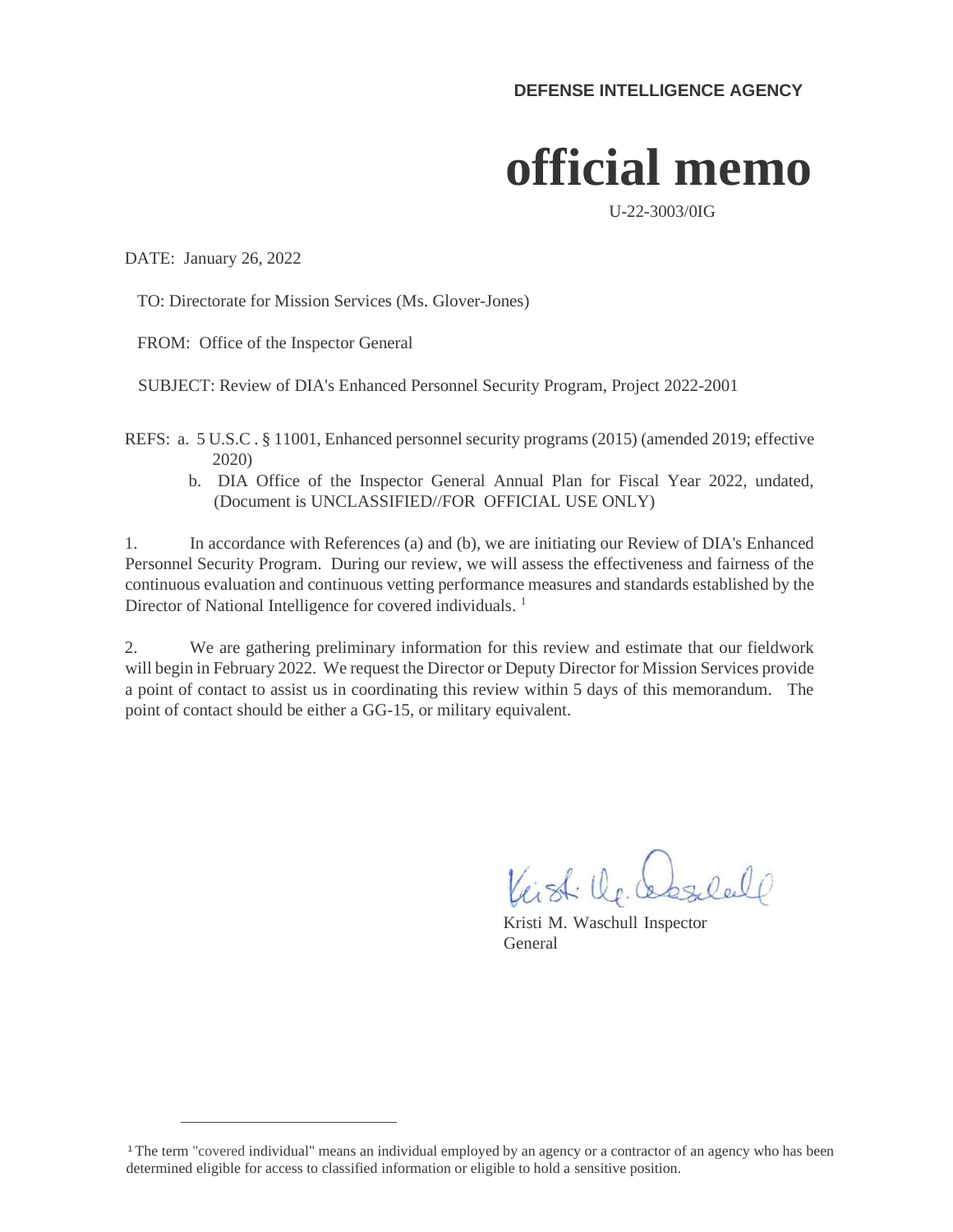**DEFENSE INTELLIGENCE AGENCY**

# official memo

U-22-3003/0IG

DATE: January 26, 2022

TO: Directorate for Mission Services (Ms. Glover-Jones)

FROM: Office of the Inspector General

SUBJECT: Review of DIA's Enhanced Personnel Security Program, Project 2022-2001

REFS: a. 5 U.S.C . § 11001, Enhanced personnel security programs (2015) (amended 2019; effective 2020)

b. DIA Office of the Inspector General Annual Plan for Fiscal Year 2022, undated, (Document is UNCLASSIFIED//FOR OFFICIAL USE ONLY)

1. In accordance with References (a) and (b), we are initiating our Review of DIA's Enhanced Personnel Security Program. During our review, we will assess the effectiveness and fairness of the continuous evaluation and continuous vetting performance measures and standards established by the Director of National Intelligence for covered individuals. [1]

2. We are gathering preliminary information for this review and estimate that our fieldwork will begin in February 2022. We request the Director or Deputy Director for Mission Services provide a point of contact to assist us in coordinating this review within 5 days of this memorandum. The point of contact should be either a GG-15, or military equivalent.

Kristi M. Waschull Inspector General

---

[1] The term "covered individual" means an individual employed by an agency or a contractor of an agency who has been determined eligible for access to classified information or eligible to hold a sensitive position.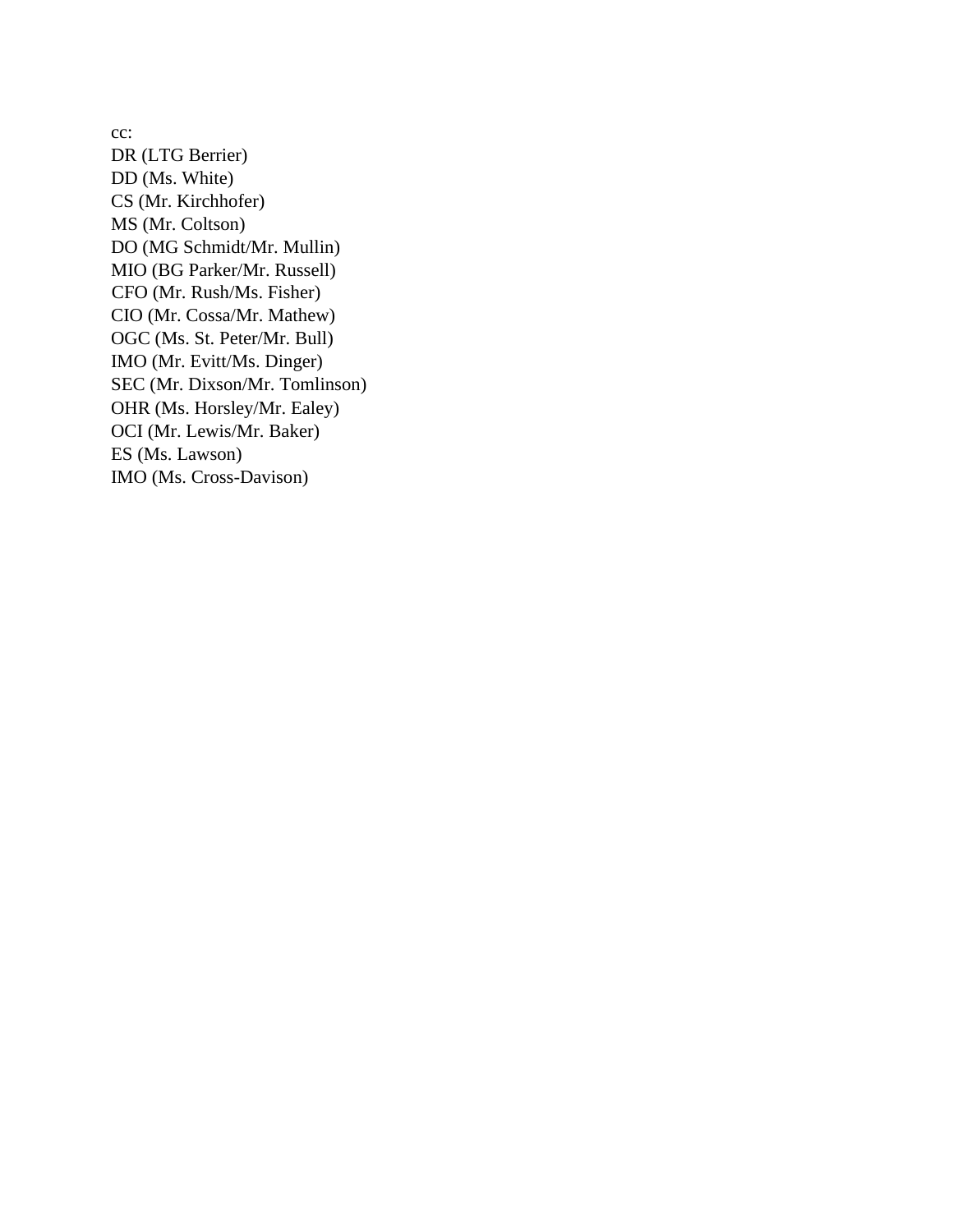cc:
DR (LTG Berrier)
DD (Ms. White)
CS (Mr. Kirchhofer)
MS (Mr. Coltson)
DO (MG Schmidt/Mr. Mullin)
MIO (BG Parker/Mr. Russell)
CFO (Mr. Rush/Ms. Fisher)
CIO (Mr. Cossa/Mr. Mathew)
OGC (Ms. St. Peter/Mr. Bull)
IMO (Mr. Evitt/Ms. Dinger)
SEC (Mr. Dixson/Mr. Tomlinson)
OHR (Ms. Horsley/Mr. Ealey)
OCI (Mr. Lewis/Mr. Baker)
ES (Ms. Lawson)
IMO (Ms. Cross-Davison)